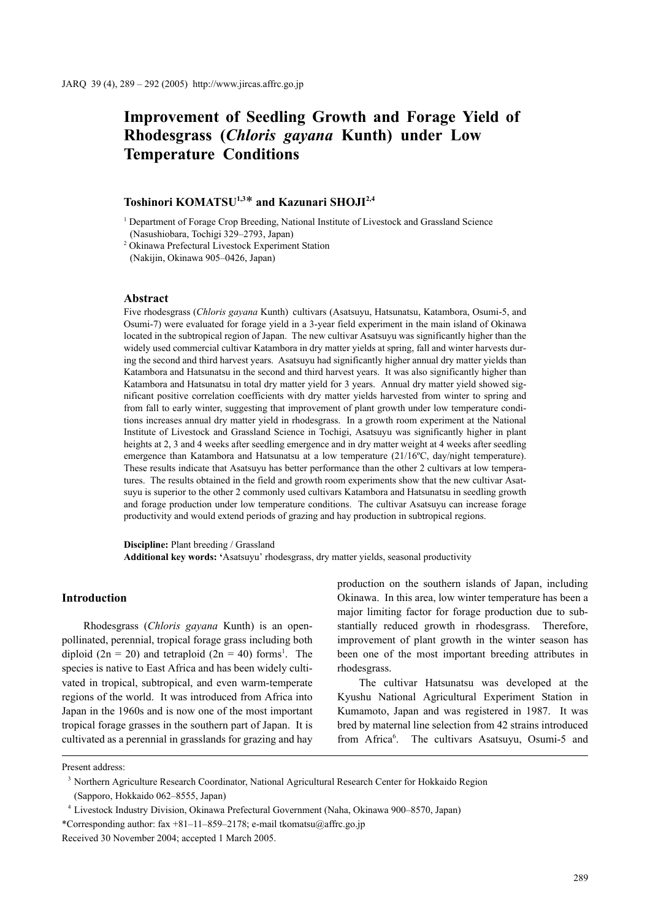# Improvement of Seedling Growth and Forage Yield of Rhodesgrass (*Chloris gayana* Kunth) under Low Temperature Conditions

**Toshinori KOMATSU[1,3]* and Kazunari SHOJI[2,4]**

[1] Department of Forage Crop Breeding, National Institute of Livestock and Grassland Science (Nasushiobara, Tochigi 329–2793, Japan)

[2] Okinawa Prefectural Livestock Experiment Station (Nakijin, Okinawa 905–0426, Japan)

## Abstract

Five rhodesgrass (*Chloris gayana* Kunth) cultivars (Asatsuyu, Hatsunatsu, Katambora, Osumi-5, and Osumi-7) were evaluated for forage yield in a 3-year field experiment in the main island of Okinawa located in the subtropical region of Japan. The new cultivar Asatsuyu was significantly higher than the widely used commercial cultivar Katambora in dry matter yields at spring, fall and winter harvests during the second and third harvest years. Asatsuyu had significantly higher annual dry matter yields than Katambora and Hatsunatsu in the second and third harvest years. It was also significantly higher than Katambora and Hatsunatsu in total dry matter yield for 3 years. Annual dry matter yield showed significant positive correlation coefficients with dry matter yields harvested from winter to spring and from fall to early winter, suggesting that improvement of plant growth under low temperature conditions increases annual dry matter yield in rhodesgrass. In a growth room experiment at the National Institute of Livestock and Grassland Science in Tochigi, Asatsuyu was significantly higher in plant heights at 2, 3 and 4 weeks after seedling emergence and in dry matter weight at 4 weeks after seedling emergence than Katambora and Hatsunatsu at a low temperature (21/16ºC, day/night temperature). These results indicate that Asatsuyu has better performance than the other 2 cultivars at low temperatures. The results obtained in the field and growth room experiments show that the new cultivar Asatsuyu is superior to the other 2 commonly used cultivars Katambora and Hatsunatsu in seedling growth and forage production under low temperature conditions. The cultivar Asatsuyu can increase forage productivity and would extend periods of grazing and hay production in subtropical regions.

**Discipline:** Plant breeding / Grassland

**Additional key words:** 'Asatsuyu' rhodesgrass, dry matter yields, seasonal productivity

## Introduction

Rhodesgrass (*Chloris gayana* Kunth) is an open-pollinated, perennial, tropical forage grass including both diploid ($2n = 20$) and tetraploid ($2n = 40$) forms[1]. The species is native to East Africa and has been widely cultivated in tropical, subtropical, and even warm-temperate regions of the world. It was introduced from Africa into Japan in the 1960s and is now one of the most important tropical forage grasses in the southern part of Japan. It is cultivated as a perennial in grasslands for grazing and hay production on the southern islands of Japan, including Okinawa. In this area, low winter temperature has been a major limiting factor for forage production due to substantially reduced growth in rhodesgrass. Therefore, improvement of plant growth in the winter season has been one of the most important breeding attributes in rhodesgrass.

The cultivar Hatsunatsu was developed at the Kyushu National Agricultural Experiment Station in Kumamoto, Japan and was registered in 1987. It was bred by maternal line selection from 42 strains introduced from Africa[6]. The cultivars Asatsuyu, Osumi-5 and

---

Present address:

[3] Northern Agriculture Research Coordinator, National Agricultural Research Center for Hokkaido Region (Sapporo, Hokkaido 062–8555, Japan)

[4] Livestock Industry Division, Okinawa Prefectural Government (Naha, Okinawa 900–8570, Japan)

*Corresponding author: fax +81–11–859–2178; e-mail tkomatsu@affrc.go.jp

Received 30 November 2004; accepted 1 March 2005.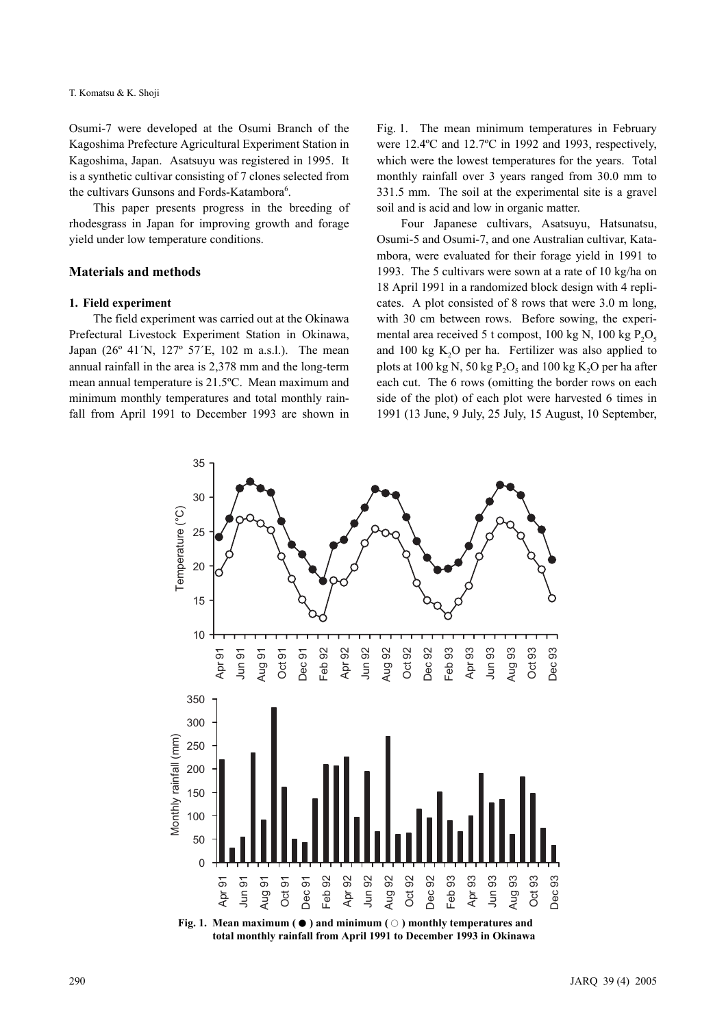Osumi-7 were developed at the Osumi Branch of the Kagoshima Prefecture Agricultural Experiment Station in Kagoshima, Japan. Asatsuyu was registered in 1995. It is a synthetic cultivar consisting of 7 clones selected from the cultivars Gunsons and Fords-Katambora[6].

This paper presents progress in the breeding of rhodesgrass in Japan for improving growth and forage yield under low temperature conditions.

## Materials and methods

### 1. Field experiment

The field experiment was carried out at the Okinawa Prefectural Livestock Experiment Station in Okinawa, Japan (26º 41´N, 127º 57´E, 102 m a.s.l.). The mean annual rainfall in the area is 2,378 mm and the long-term mean annual temperature is 21.5ºC. Mean maximum and minimum monthly temperatures and total monthly rainfall from April 1991 to December 1993 are shown in Fig. 1. The mean minimum temperatures in February were 12.4ºC and 12.7ºC in 1992 and 1993, respectively, which were the lowest temperatures for the years. Total monthly rainfall over 3 years ranged from 30.0 mm to 331.5 mm. The soil at the experimental site is a gravel soil and is acid and low in organic matter.

Four Japanese cultivars, Asatsuyu, Hatsunatsu, Osumi-5 and Osumi-7, and one Australian cultivar, Katambora, were evaluated for their forage yield in 1991 to 1993. The 5 cultivars were sown at a rate of 10 kg/ha on 18 April 1991 in a randomized block design with 4 replicates. A plot consisted of 8 rows that were 3.0 m long, with 30 cm between rows. Before sowing, the experimental area received 5 t compost, 100 kg N, 100 kg $P_2O_5$ and 100 kg $K_2O$ per ha. Fertilizer was also applied to plots at 100 kg N, 50 kg $P_2O_5$ and 100 kg $K_2O$ per ha after each cut. The 6 rows (omitting the border rows on each side of the plot) of each plot were harvested 6 times in 1991 (13 June, 9 July, 25 July, 15 August, 10 September,

**Fig. 1. Mean maximum (●) and minimum (○) monthly temperatures and total monthly rainfall from April 1991 to December 1993 in Okinawa**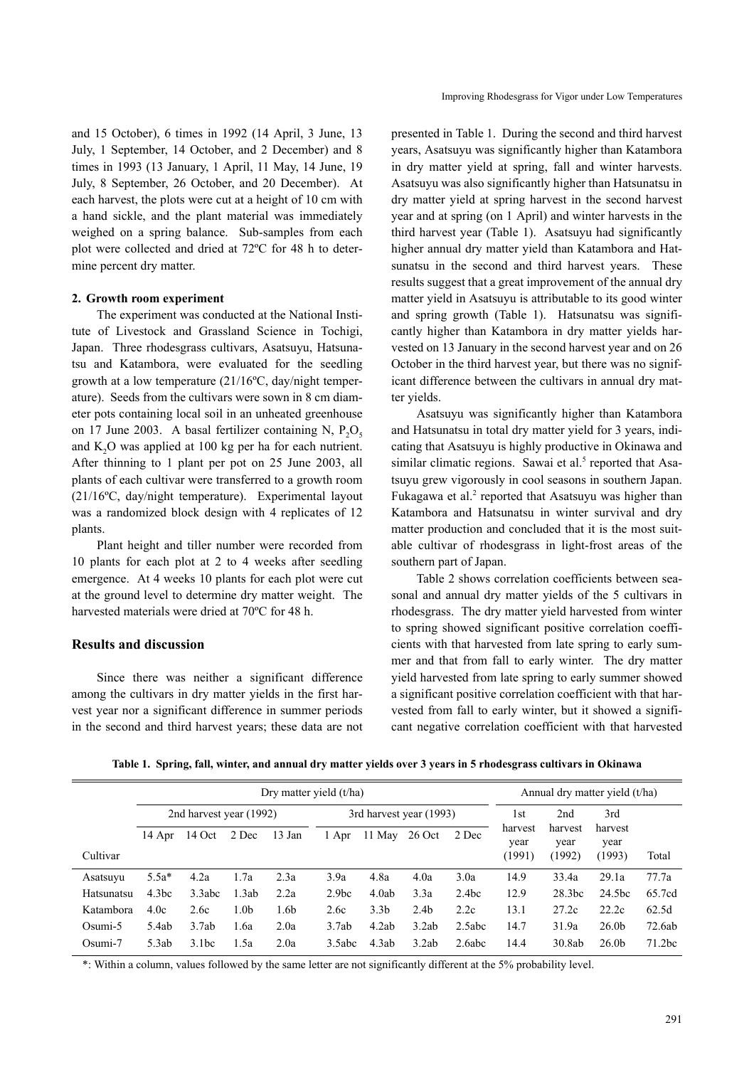and 15 October), 6 times in 1992 (14 April, 3 June, 13 July, 1 September, 14 October, and 2 December) and 8 times in 1993 (13 January, 1 April, 11 May, 14 June, 19 July, 8 September, 26 October, and 20 December). At each harvest, the plots were cut at a height of 10 cm with a hand sickle, and the plant material was immediately weighed on a spring balance. Sub-samples from each plot were collected and dried at 72ºC for 48 h to determine percent dry matter.

#### 2. Growth room experiment

The experiment was conducted at the National Institute of Livestock and Grassland Science in Tochigi, Japan. Three rhodesgrass cultivars, Asatsuyu, Hatsunatsu and Katambora, were evaluated for the seedling growth at a low temperature (21/16ºC, day/night temperature). Seeds from the cultivars were sown in 8 cm diameter pots containing local soil in an unheated greenhouse on 17 June 2003. A basal fertilizer containing N, $P_2O_5$ and $K_2O$ was applied at 100 kg per ha for each nutrient. After thinning to 1 plant per pot on 25 June 2003, all plants of each cultivar were transferred to a growth room (21/16ºC, day/night temperature). Experimental layout was a randomized block design with 4 replicates of 12 plants.

Plant height and tiller number were recorded from 10 plants for each plot at 2 to 4 weeks after seedling emergence. At 4 weeks 10 plants for each plot were cut at the ground level to determine dry matter weight. The harvested materials were dried at 70ºC for 48 h.

### Results and discussion

Since there was neither a significant difference among the cultivars in dry matter yields in the first harvest year nor a significant difference in summer periods in the second and third harvest years; these data are not presented in Table 1. During the second and third harvest years, Asatsuyu was significantly higher than Katambora in dry matter yield at spring, fall and winter harvests. Asatsuyu was also significantly higher than Hatsunatsu in dry matter yield at spring harvest in the second harvest year and at spring (on 1 April) and winter harvests in the third harvest year (Table 1). Asatsuyu had significantly higher annual dry matter yield than Katambora and Hatsunatsu in the second and third harvest years. These results suggest that a great improvement of the annual dry matter yield in Asatsuyu is attributable to its good winter and spring growth (Table 1). Hatsunatsu was significantly higher than Katambora in dry matter yields harvested on 13 January in the second harvest year and on 26 October in the third harvest year, but there was no significant difference between the cultivars in annual dry matter yields.

Asatsuyu was significantly higher than Katambora and Hatsunatsu in total dry matter yield for 3 years, indicating that Asatsuyu is highly productive in Okinawa and similar climatic regions. Sawai et al.[5] reported that Asatsuyu grew vigorously in cool seasons in southern Japan. Fukagawa et al.[2] reported that Asatsuyu was higher than Katambora and Hatsunatsu in winter survival and dry matter production and concluded that it is the most suitable cultivar of rhodesgrass in light-frost areas of the southern part of Japan.

Table 2 shows correlation coefficients between seasonal and annual dry matter yields of the 5 cultivars in rhodesgrass. The dry matter yield harvested from winter to spring showed significant positive correlation coefficients with that harvested from late spring to early summer and that from fall to early winter. The dry matter yield harvested from late spring to early summer showed a significant positive correlation coefficient with that harvested from fall to early winter, but it showed a significant negative correlation coefficient with that harvested

**Table 1. Spring, fall, winter, and annual dry matter yields over 3 years in 5 rhodesgrass cultivars in Okinawa**

| | Dry matter yield (t/ha) | | | | | | | | Annual dry matter yield (t/ha) | | | |
|---|---|---|---|---|---|---|---|---|---|---|---|---|
| | 2nd harvest year (1992) | | | | 3rd harvest year (1993) | | | | | | | |
| Cultivar | 14 Apr | 14 Oct | 2 Dec | 13 Jan | 1 Apr | 11 May | 26 Oct | 2 Dec | 1st harvest year (1991) | 2nd harvest year (1992) | 3rd harvest year (1993) | Total |
| Asatsuyu | 5.5a* | 4.2a | 1.7a | 2.3a | 3.9a | 4.8a | 4.0a | 3.0a | 14.9 | 33.4a | 29.1a | 77.7a |
| Hatsunatsu | 4.3bc | 3.3abc | 1.3ab | 2.2a | 2.9bc | 4.0ab | 3.3a | 2.4bc | 12.9 | 28.3bc | 24.5bc | 65.7cd |
| Katambora | 4.0c | 2.6c | 1.0b | 1.6b | 2.6c | 3.3b | 2.4b | 2.2c | 13.1 | 27.2c | 22.2c | 62.5d |
| Osumi-5 | 5.4ab | 3.7ab | 1.6a | 2.0a | 3.7ab | 4.2ab | 3.2ab | 2.5abc | 14.7 | 31.9a | 26.0b | 72.6ab |
| Osumi-7 | 5.3ab | 3.1bc | 1.5a | 2.0a | 3.5abc | 4.3ab | 3.2ab | 2.6abc | 14.4 | 30.8ab | 26.0b | 71.2bc |

*: Within a column, values followed by the same letter are not significantly different at the 5% probability level.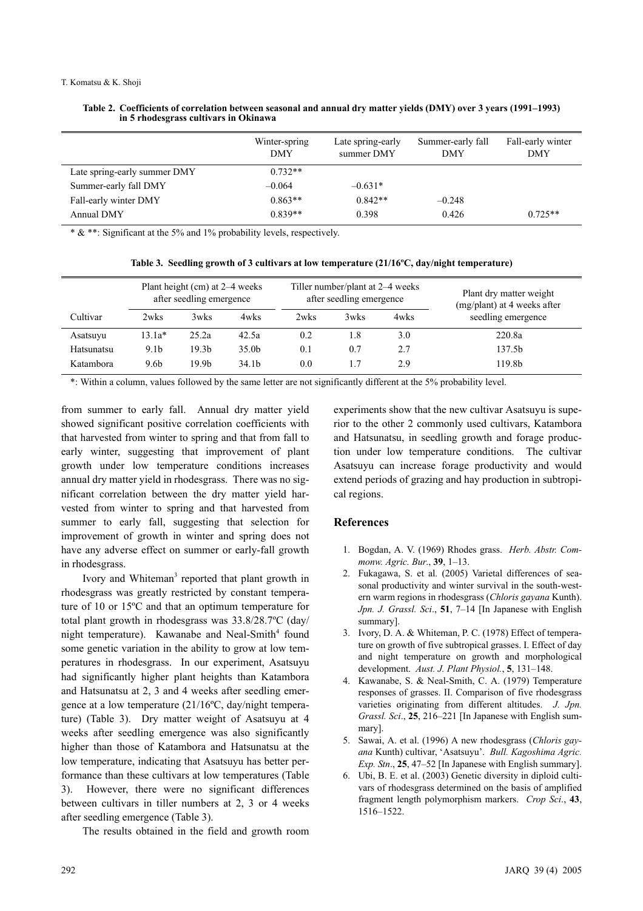**Table 2. Coefficients of correlation between seasonal and annual dry matter yields (DMY) over 3 years (1991–1993) in 5 rhodesgrass cultivars in Okinawa**

| | Winter-spring DMY | Late spring-early summer DMY | Summer-early fall DMY | Fall-early winter DMY |
|---|---|---|---|---|
| Late spring-early summer DMY | 0.732** | | | |
| Summer-early fall DMY | –0.064 | –0.631* | | |
| Fall-early winter DMY | 0.863** | 0.842** | –0.248 | |
| Annual DMY | 0.839** | 0.398 | 0.426 | 0.725** |

* & **: Significant at the 5% and 1% probability levels, respectively.

**Table 3. Seedling growth of 3 cultivars at low temperature (21/16ºC, day/night temperature)**

| Cultivar | Plant height (cm) at 2–4 weeks after seedling emergence | | | Tiller number/plant at 2–4 weeks after seedling emergence | | | Plant dry matter weight (mg/plant) at 4 weeks after seedling emergence |
|---|---|---|---|---|---|---|---|
| | 2wks | 3wks | 4wks | 2wks | 3wks | 4wks | |
| Asatsuyu | 13.1a* | 25.2a | 42.5a | 0.2 | 1.8 | 3.0 | 220.8a |
| Hatsunatsu | 9.1b | 19.3b | 35.0b | 0.1 | 0.7 | 2.7 | 137.5b |
| Katambora | 9.6b | 19.9b | 34.1b | 0.0 | 1.7 | 2.9 | 119.8b |

*: Within a column, values followed by the same letter are not significantly different at the 5% probability level.

from summer to early fall. Annual dry matter yield showed significant positive correlation coefficients with that harvested from winter to spring and that from fall to early winter, suggesting that improvement of plant growth under low temperature conditions increases annual dry matter yield in rhodesgrass. There was no significant correlation between the dry matter yield harvested from winter to spring and that harvested from summer to early fall, suggesting that selection for improvement of growth in winter and spring does not have any adverse effect on summer or early-fall growth in rhodesgrass.

Ivory and Whiteman[3] reported that plant growth in rhodesgrass was greatly restricted by constant temperature of 10 or 15ºC and that an optimum temperature for total plant growth in rhodesgrass was 33.8/28.7ºC (day/night temperature). Kawanabe and Neal-Smith[4] found some genetic variation in the ability to grow at low temperatures in rhodesgrass. In our experiment, Asatsuyu had significantly higher plant heights than Katambora and Hatsunatsu at 2, 3 and 4 weeks after seedling emergence at a low temperature (21/16ºC, day/night temperature) (Table 3). Dry matter weight of Asatsuyu at 4 weeks after seedling emergence was also significantly higher than those of Katambora and Hatsunatsu at the low temperature, indicating that Asatsuyu has better performance than these cultivars at low temperatures (Table 3). However, there were no significant differences between cultivars in tiller numbers at 2, 3 or 4 weeks after seedling emergence (Table 3).

The results obtained in the field and growth room experiments show that the new cultivar Asatsuyu is superior to the other 2 commonly used cultivars, Katambora and Hatsunatsu, in seedling growth and forage production under low temperature conditions. The cultivar Asatsuyu can increase forage productivity and would extend periods of grazing and hay production in subtropical regions.

## References

1. Bogdan, A. V. (1969) Rhodes grass. *Herb. Abstr. Commonw. Agric. Bur*., **39**, 1–13.
2. Fukagawa, S. et al. (2005) Varietal differences of seasonal productivity and winter survival in the south-western warm regions in rhodesgrass (*Chloris gayana* Kunth). *Jpn. J. Grassl. Sci*., **51**, 7–14 [In Japanese with English summary].
3. Ivory, D. A. & Whiteman, P. C. (1978) Effect of temperature on growth of five subtropical grasses. I. Effect of day and night temperature on growth and morphological development. *Aust. J. Plant Physiol.*, **5**, 131–148.
4. Kawanabe, S. & Neal-Smith, C. A. (1979) Temperature responses of grasses. II. Comparison of five rhodesgrass varieties originating from different altitudes. *J. Jpn. Grassl. Sci*., **25**, 216–221 [In Japanese with English summary].
5. Sawai, A. et al. (1996) A new rhodesgrass (*Chloris gayana* Kunth) cultivar, 'Asatsuyu'. *Bull. Kagoshima Agric. Exp. Stn*., **25**, 47–52 [In Japanese with English summary].
6. Ubi, B. E. et al. (2003) Genetic diversity in diploid cultivars of rhodesgrass determined on the basis of amplified fragment length polymorphism markers. *Crop Sci*., **43**, 1516–1522.